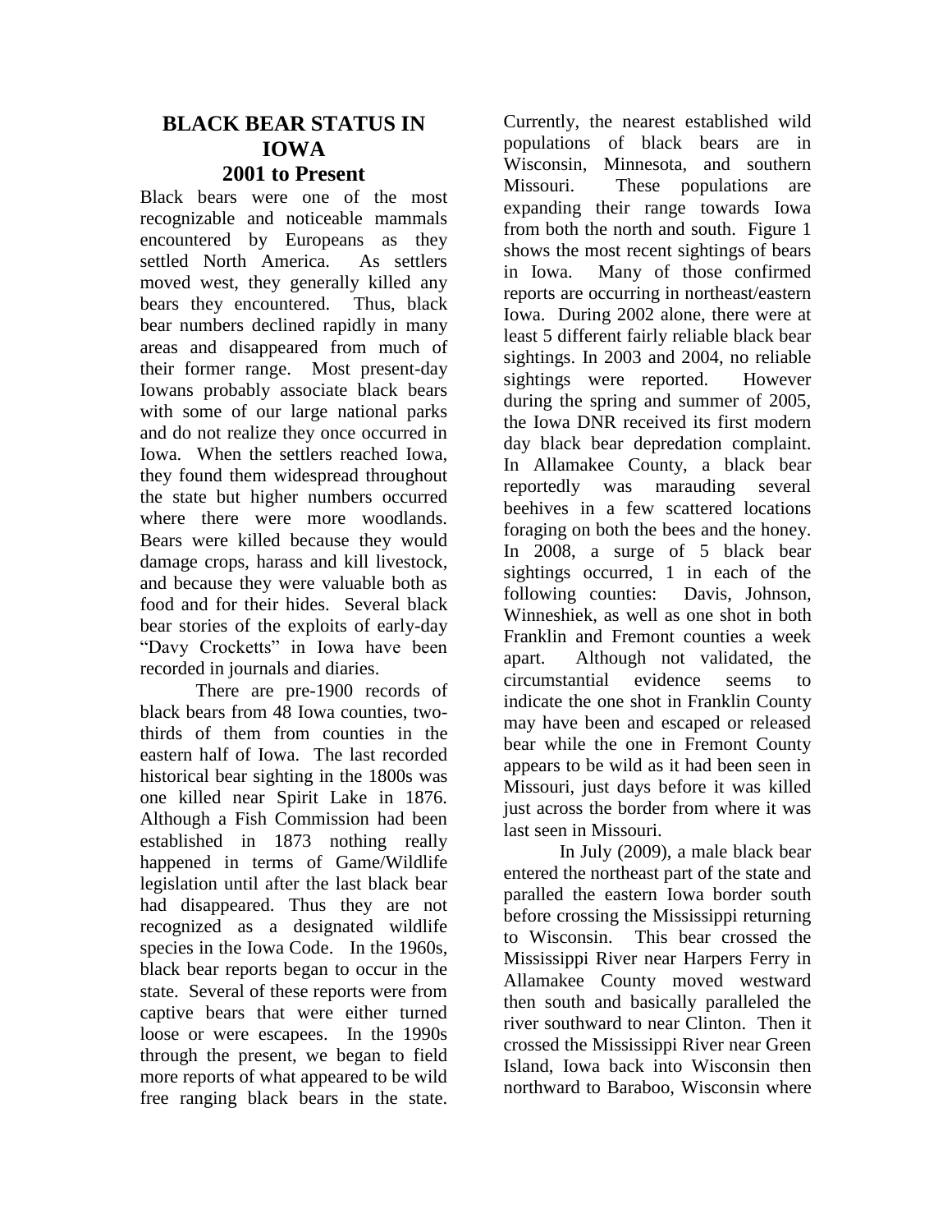# BLACK BEAR STATUS IN IOWA
## 2001 to Present

Black bears were one of the most recognizable and noticeable mammals encountered by Europeans as they settled North America. As settlers moved west, they generally killed any bears they encountered. Thus, black bear numbers declined rapidly in many areas and disappeared from much of their former range. Most present-day Iowans probably associate black bears with some of our large national parks and do not realize they once occurred in Iowa. When the settlers reached Iowa, they found them widespread throughout the state but higher numbers occurred where there were more woodlands. Bears were killed because they would damage crops, harass and kill livestock, and because they were valuable both as food and for their hides. Several black bear stories of the exploits of early-day "Davy Crocketts" in Iowa have been recorded in journals and diaries.

There are pre-1900 records of black bears from 48 Iowa counties, two-thirds of them from counties in the eastern half of Iowa. The last recorded historical bear sighting in the 1800s was one killed near Spirit Lake in 1876. Although a Fish Commission had been established in 1873 nothing really happened in terms of Game/Wildlife legislation until after the last black bear had disappeared. Thus they are not recognized as a designated wildlife species in the Iowa Code. In the 1960s, black bear reports began to occur in the state. Several of these reports were from captive bears that were either turned loose or were escapees. In the 1990s through the present, we began to field more reports of what appeared to be wild free ranging black bears in the state. Currently, the nearest established wild populations of black bears are in Wisconsin, Minnesota, and southern Missouri. These populations are expanding their range towards Iowa from both the north and south. Figure 1 shows the most recent sightings of bears in Iowa. Many of those confirmed reports are occurring in northeast/eastern Iowa. During 2002 alone, there were at least 5 different fairly reliable black bear sightings. In 2003 and 2004, no reliable sightings were reported. However during the spring and summer of 2005, the Iowa DNR received its first modern day black bear depredation complaint. In Allamakee County, a black bear reportedly was marauding several beehives in a few scattered locations foraging on both the bees and the honey. In 2008, a surge of 5 black bear sightings occurred, 1 in each of the following counties: Davis, Johnson, Winneshiek, as well as one shot in both Franklin and Fremont counties a week apart. Although not validated, the circumstantial evidence seems to indicate the one shot in Franklin County may have been and escaped or released bear while the one in Fremont County appears to be wild as it had been seen in Missouri, just days before it was killed just across the border from where it was last seen in Missouri.

In July (2009), a male black bear entered the northeast part of the state and paralled the eastern Iowa border south before crossing the Mississippi returning to Wisconsin. This bear crossed the Mississippi River near Harpers Ferry in Allamakee County moved westward then south and basically paralleled the river southward to near Clinton. Then it crossed the Mississippi River near Green Island, Iowa back into Wisconsin then northward to Baraboo, Wisconsin where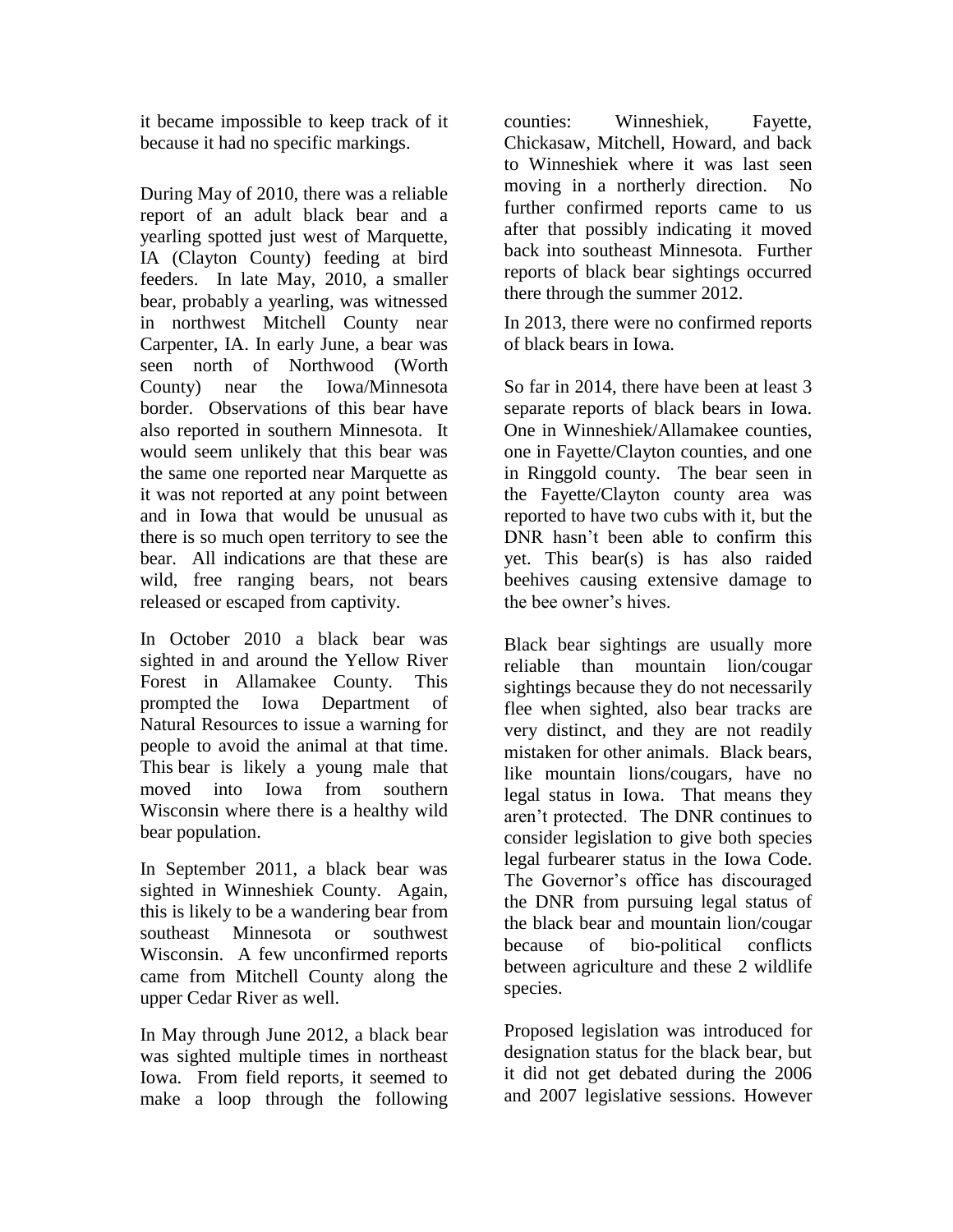it became impossible to keep track of it because it had no specific markings.

During May of 2010, there was a reliable report of an adult black bear and a yearling spotted just west of Marquette, IA (Clayton County) feeding at bird feeders. In late May, 2010, a smaller bear, probably a yearling, was witnessed in northwest Mitchell County near Carpenter, IA. In early June, a bear was seen north of Northwood (Worth County) near the Iowa/Minnesota border. Observations of this bear have also reported in southern Minnesota. It would seem unlikely that this bear was the same one reported near Marquette as it was not reported at any point between and in Iowa that would be unusual as there is so much open territory to see the bear. All indications are that these are wild, free ranging bears, not bears released or escaped from captivity.

In October 2010 a black bear was sighted in and around the Yellow River Forest in Allamakee County. This prompted the Iowa Department of Natural Resources to issue a warning for people to avoid the animal at that time. This bear is likely a young male that moved into Iowa from southern Wisconsin where there is a healthy wild bear population.

In September 2011, a black bear was sighted in Winneshiek County. Again, this is likely to be a wandering bear from southeast Minnesota or southwest Wisconsin. A few unconfirmed reports came from Mitchell County along the upper Cedar River as well.

In May through June 2012, a black bear was sighted multiple times in northeast Iowa. From field reports, it seemed to make a loop through the following counties: Winneshiek, Fayette, Chickasaw, Mitchell, Howard, and back to Winneshiek where it was last seen moving in a northerly direction. No further confirmed reports came to us after that possibly indicating it moved back into southeast Minnesota. Further reports of black bear sightings occurred there through the summer 2012.

In 2013, there were no confirmed reports of black bears in Iowa.

So far in 2014, there have been at least 3 separate reports of black bears in Iowa. One in Winneshiek/Allamakee counties, one in Fayette/Clayton counties, and one in Ringgold county. The bear seen in the Fayette/Clayton county area was reported to have two cubs with it, but the DNR hasn't been able to confirm this yet. This bear(s) is has also raided beehives causing extensive damage to the bee owner's hives.

Black bear sightings are usually more reliable than mountain lion/cougar sightings because they do not necessarily flee when sighted, also bear tracks are very distinct, and they are not readily mistaken for other animals. Black bears, like mountain lions/cougars, have no legal status in Iowa. That means they aren't protected. The DNR continues to consider legislation to give both species legal furbearer status in the Iowa Code. The Governor's office has discouraged the DNR from pursuing legal status of the black bear and mountain lion/cougar because of bio-political conflicts between agriculture and these 2 wildlife species.

Proposed legislation was introduced for designation status for the black bear, but it did not get debated during the 2006 and 2007 legislative sessions. However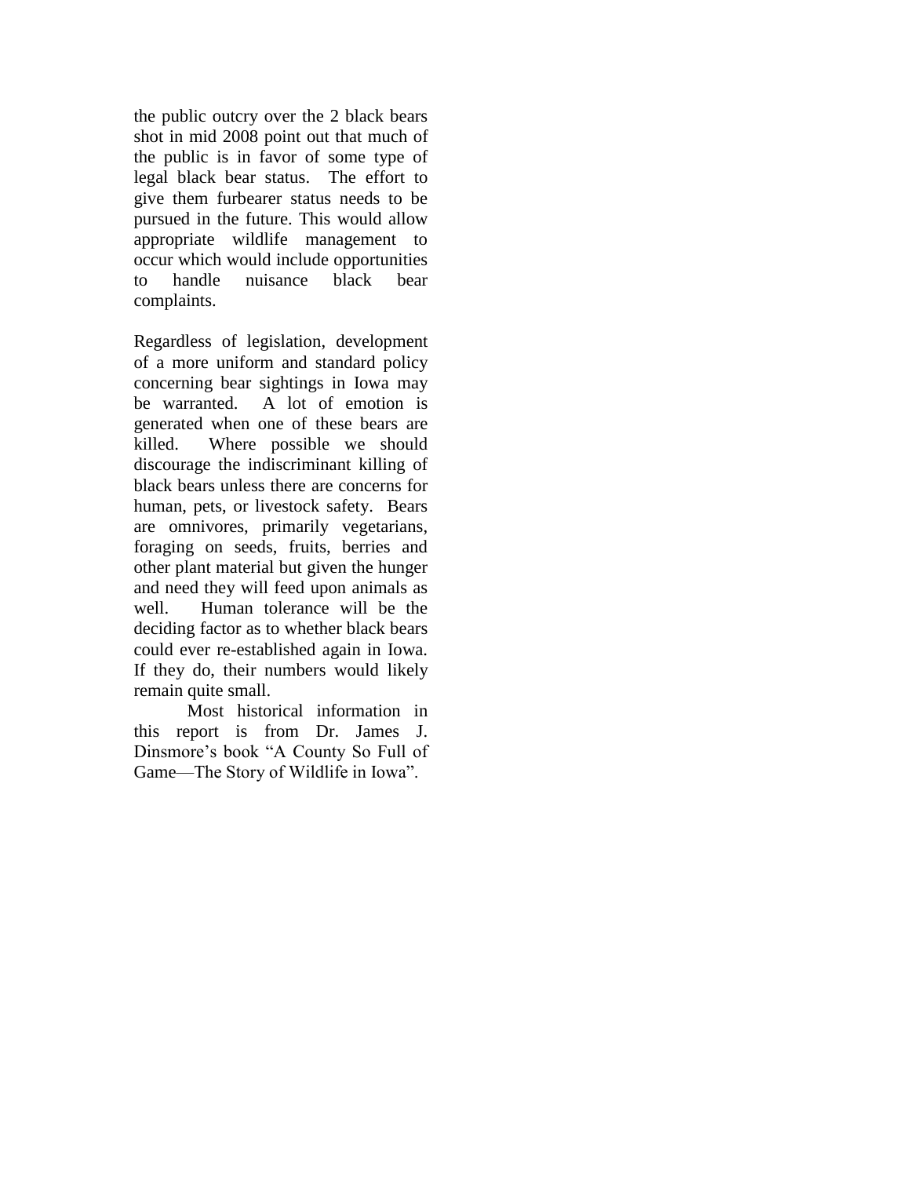the public outcry over the 2 black bears shot in mid 2008 point out that much of the public is in favor of some type of legal black bear status. The effort to give them furbearer status needs to be pursued in the future. This would allow appropriate wildlife management to occur which would include opportunities to handle nuisance black bear complaints.

Regardless of legislation, development of a more uniform and standard policy concerning bear sightings in Iowa may be warranted. A lot of emotion is generated when one of these bears are killed. Where possible we should discourage the indiscriminant killing of black bears unless there are concerns for human, pets, or livestock safety. Bears are omnivores, primarily vegetarians, foraging on seeds, fruits, berries and other plant material but given the hunger and need they will feed upon animals as well. Human tolerance will be the deciding factor as to whether black bears could ever re-established again in Iowa. If they do, their numbers would likely remain quite small.

Most historical information in this report is from Dr. James J. Dinsmore's book "A County So Full of Game—The Story of Wildlife in Iowa".